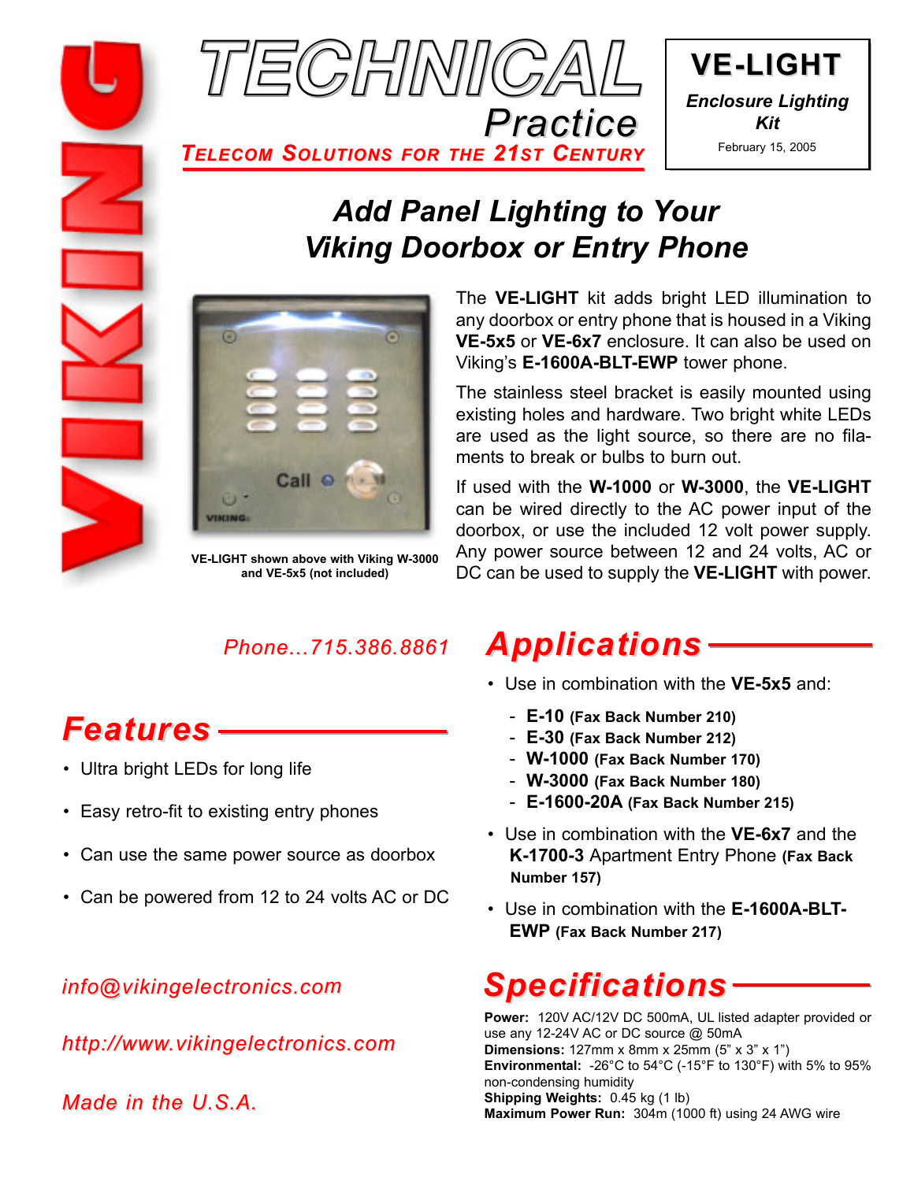# TECHNICAL Practice

**TELECOM SOLUTIONS FOR THE 21ST CENTURY**

**VE-LIGHT**

*Enclosure Lighting Kit*

February 15, 2005

## Add Panel Lighting to Your Viking Doorbox or Entry Phone

**VE-LIGHT shown above with Viking W-3000 and VE-5x5 (not included)**

The **VE-LIGHT** kit adds bright LED illumination to any doorbox or entry phone that is housed in a Viking **VE-5x5** or **VE-6x7** enclosure. It can also be used on Viking's **E-1600A-BLT-EWP** tower phone.

The stainless steel bracket is easily mounted using existing holes and hardware. Two bright white LEDs are used as the light source, so there are no filaments to break or bulbs to burn out.

If used with the **W-1000** or **W-3000**, the **VE-LIGHT** can be wired directly to the AC power input of the doorbox, or use the included 12 volt power supply. Any power source between 12 and 24 volts, AC or DC can be used to supply the **VE-LIGHT** with power.

*Phone...715.386.8861*

## Features

- Ultra bright LEDs for long life
- Easy retro-fit to existing entry phones
- Can use the same power source as doorbox
- Can be powered from 12 to 24 volts AC or DC

*info@vikingelectronics.com*

*http://www.vikingelectronics.com*

*Made in the U.S.A.*

## Applications

- Use in combination with the **VE-5x5** and:
  - **E-10** **(Fax Back Number 210)**
  - **E-30** **(Fax Back Number 212)**
  - **W-1000** **(Fax Back Number 170)**
  - **W-3000** **(Fax Back Number 180)**
  - **E-1600-20A** **(Fax Back Number 215)**
- Use in combination with the **VE-6x7** and the **K-1700-3** Apartment Entry Phone **(Fax Back Number 157)**
- Use in combination with the **E-1600A-BLT-EWP** **(Fax Back Number 217)**

## Specifications

**Power:** 120V AC/12V DC 500mA, UL listed adapter provided or use any 12-24V AC or DC source @ 50mA
**Dimensions:** 127mm x 8mm x 25mm (5" x 3" x 1")
**Environmental:** -26°C to 54°C (-15°F to 130°F) with 5% to 95% non-condensing humidity
**Shipping Weights:** 0.45 kg (1 lb)
**Maximum Power Run:** 304m (1000 ft) using 24 AWG wire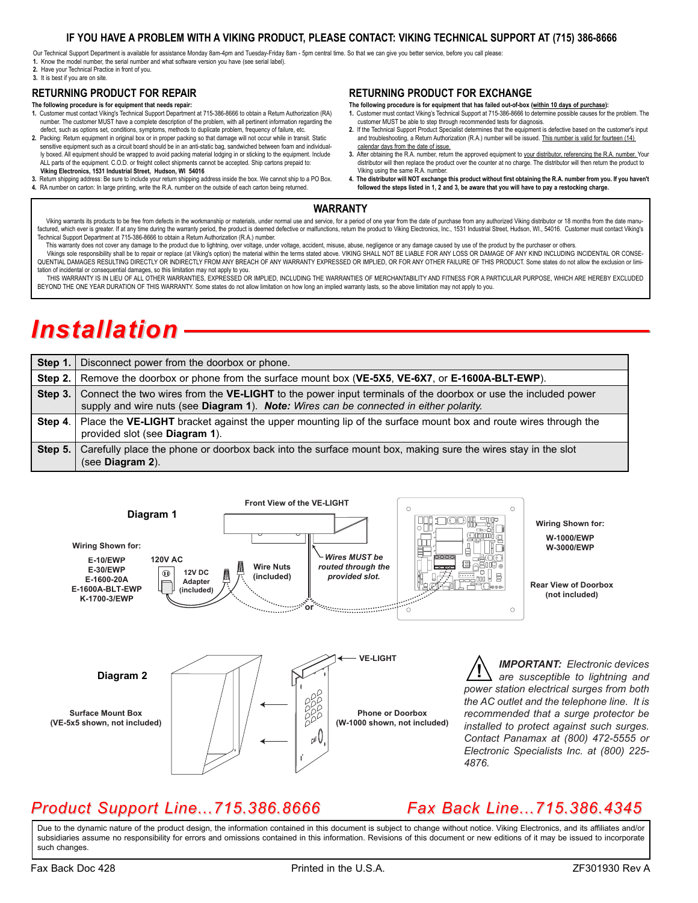## IF YOU HAVE A PROBLEM WITH A VIKING PRODUCT, PLEASE CONTACT: VIKING TECHNICAL SUPPORT AT (715) 386-8666

Our Technical Support Department is available for assistance Monday 8am-4pm and Tuesday-Friday 8am - 5pm central time. So that we can give you better service, before you call please:

1. Know the model number, the serial number and what software version you have (see serial label).
2. Have your Technical Practice in front of you.
3. It is best if you are on site.

### RETURNING PRODUCT FOR REPAIR

**The following procedure is for equipment that needs repair:**

1. Customer must contact Viking's Technical Support Department at 715-386-8666 to obtain a Return Authorization (RA) number. The customer MUST have a complete description of the problem, with all pertinent information regarding the defect, such as options set, conditions, symptoms, methods to duplicate problem, frequency of failure, etc.
2. Packing: Return equipment in original box or in proper packing so that damage will not occur while in transit. Static sensitive equipment such as a circuit board should be in an anti-static bag, sandwiched between foam and individually boxed. All equipment should be wrapped to avoid packing material lodging in or sticking to the equipment. Include ALL parts of the equipment. C.O.D. or freight collect shipments cannot be accepted. Ship cartons prepaid to: **Viking Electronics, 1531 Industrial Street, Hudson, WI 54016**
3. Return shipping address: Be sure to include your return shipping address inside the box. We cannot ship to a PO Box.
4. RA number on carton: In large printing, write the R.A. number on the outside of each carton being returned.

### RETURNING PRODUCT FOR EXCHANGE

**The following procedure is for equipment that has failed out-of-box (within 10 days of purchase):**

1. Customer must contact Viking's Technical Support at 715-386-8666 to determine possible causes for the problem. The customer MUST be able to step through recommended tests for diagnosis.
2. If the Technical Support Product Specialist determines that the equipment is defective based on the customer's input and troubleshooting, a Return Authorization (R.A.) number will be issued. This number is valid for fourteen (14) calendar days from the date of issue.
3. After obtaining the R.A. number, return the approved equipment to your distributor, referencing the R.A. number. Your distributor will then replace the product over the counter at no charge. The distributor will then return the product to Viking using the same R.A. number.
4. **The distributor will NOT exchange this product without first obtaining the R.A. number from you. If you haven't followed the steps listed in 1, 2 and 3, be aware that you will have to pay a restocking charge.**

### WARRANTY

Viking warrants its products to be free from defects in the workmanship or materials, under normal use and service, for a period of one year from the date of purchase from any authorized Viking distributor or 18 months from the date manufactured, which ever is greater. If at any time during the warranty period, the product is deemed defective or malfunctions, return the product to Viking Electronics, Inc., 1531 Industrial Street, Hudson, WI., 54016. Customer must contact Viking's Technical Support Department at 715-386-8666 to obtain a Return Authorization (R.A.) number.

This warranty does not cover any damage to the product due to lightning, over voltage, under voltage, accident, misuse, abuse, negligence or any damage caused by use of the product by the purchaser or others.

Vikings sole responsibility shall be to repair or replace (at Viking's option) the material within the terms stated above. VIKING SHALL NOT BE LIABLE FOR ANY LOSS OR DAMAGE OF ANY KIND INCLUDING INCIDENTAL OR CONSEQUENTIAL DAMAGES RESULTING DIRECTLY OR INDIRECTLY FROM ANY BREACH OF ANY WARRANTY EXPRESSED OR IMPLIED, OR FOR ANY OTHER FAILURE OF THIS PRODUCT. Some states do not allow the exclusion or limitation of incidental or consequential damages, so this limitation may not apply to you.

THIS WARRANTY IS IN LIEU OF ALL OTHER WARRANTIES, EXPRESSED OR IMPLIED, INCLUDING THE WARRANTIES OF MERCHANTABILITY AND FITNESS FOR A PARTICULAR PURPOSE, WHICH ARE HEREBY EXCLUDED BEYOND THE ONE YEAR DURATION OF THIS WARRANTY. Some states do not allow limitation on how long an implied warranty lasts, so the above limitation may not apply to you.

# *Installation*

| | |
|---|---|
| **Step 1.** | Disconnect power from the doorbox or phone. |
| **Step 2.** | Remove the doorbox or phone from the surface mount box (**VE-5X5**, **VE-6X7**, or **E-1600A-BLT-EWP**). |
| **Step 3.** | Connect the two wires from the **VE-LIGHT** to the power input terminals of the doorbox or use the included power supply and wire nuts (see **Diagram 1**). ***Note:*** *Wires can be connected in either polarity.* |
| **Step 4.** | Place the **VE-LIGHT** bracket against the upper mounting lip of the surface mount box and route wires through the provided slot (see **Diagram 1**). |
| **Step 5.** | Carefully place the phone or doorbox back into the surface mount box, making sure the wires stay in the slot (see **Diagram 2**). |

**Diagram 1**

Front View of the VE-LIGHT

Wiring Shown for:
E-10/EWP
E-30/EWP
E-1600-20A
E-1600A-BLT-EWP
K-1700-3/EWP

120V AC

12V DC Adapter (included)

Wire Nuts (included)

*Wires MUST be routed through the provided slot.*

or

Wiring Shown for:
W-1000/EWP
W-3000/EWP

Rear View of Doorbox (not included)

**Diagram 2**

VE-LIGHT

Surface Mount Box (VE-5x5 shown, not included)

Phone or Doorbox (W-1000 shown, not included)

***IMPORTANT:*** *Electronic devices are susceptible to lightning and power station electrical surges from both the AC outlet and the telephone line. It is recommended that a surge protector be installed to protect against such surges. Contact Panamax at (800) 472-5555 or Electronic Specialists Inc. at (800) 225-4876.*

*Product Support Line...715.386.8666*　　*Fax Back Line...715.386.4345*

Due to the dynamic nature of the product design, the information contained in this document is subject to change without notice. Viking Electronics, and its affiliates and/or subsidiaries assume no responsibility for errors and omissions contained in this information. Revisions of this document or new editions of it may be issued to incorporate such changes.

Fax Back Doc 428　　Printed in the U.S.A.　　ZF301930 Rev A